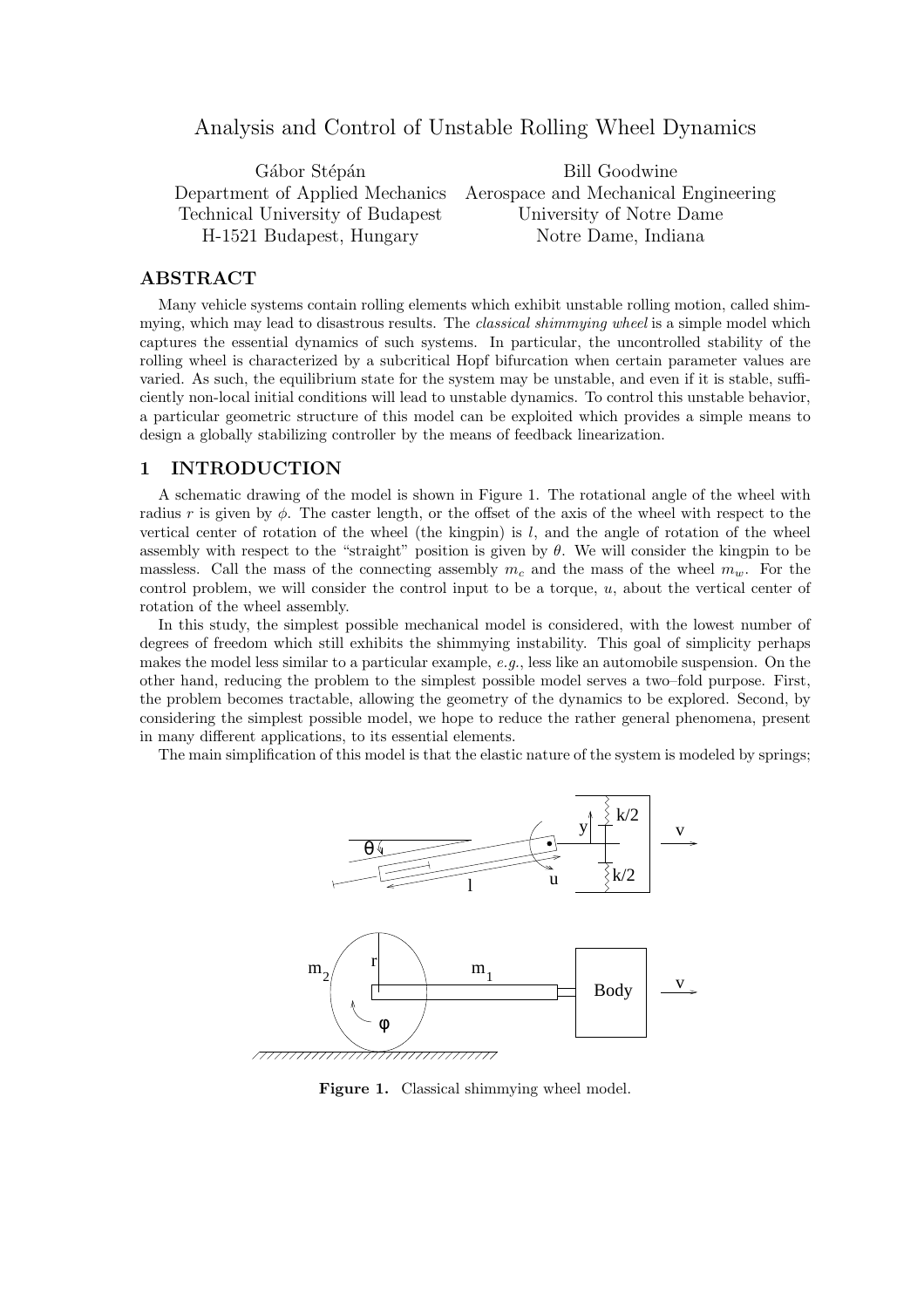# Analysis and Control of Unstable Rolling Wheel Dynamics

Gábor Stépán
Department of Applied Mechanics
Technical University of Budapest
H-1521 Budapest, Hungary

Bill Goodwine
Aerospace and Mechanical Engineering
University of Notre Dame
Notre Dame, Indiana

## ABSTRACT

Many vehicle systems contain rolling elements which exhibit unstable rolling motion, called shimmying, which may lead to disastrous results. The *classical shimmying wheel* is a simple model which captures the essential dynamics of such systems. In particular, the uncontrolled stability of the rolling wheel is characterized by a subcritical Hopf bifurcation when certain parameter values are varied. As such, the equilibrium state for the system may be unstable, and even if it is stable, sufficiently non-local initial conditions will lead to unstable dynamics. To control this unstable behavior, a particular geometric structure of this model can be exploited which provides a simple means to design a globally stabilizing controller by the means of feedback linearization.

## 1 INTRODUCTION

A schematic drawing of the model is shown in Figure 1. The rotational angle of the wheel with radius $r$ is given by $\phi$. The caster length, or the offset of the axis of the wheel with respect to the vertical center of rotation of the wheel (the kingpin) is $l$, and the angle of rotation of the wheel assembly with respect to the "straight" position is given by $\theta$. We will consider the kingpin to be massless. Call the mass of the connecting assembly $m_c$ and the mass of the wheel $m_w$. For the control problem, we will consider the control input to be a torque, $u$, about the vertical center of rotation of the wheel assembly.

In this study, the simplest possible mechanical model is considered, with the lowest number of degrees of freedom which still exhibits the shimmying instability. This goal of simplicity perhaps makes the model less similar to a particular example, *e.g.*, less like an automobile suspension. On the other hand, reducing the problem to the simplest possible model serves a two–fold purpose. First, the problem becomes tractable, allowing the geometry of the dynamics to be explored. Second, by considering the simplest possible model, we hope to reduce the rather general phenomena, present in many different applications, to its essential elements.

The main simplification of this model is that the elastic nature of the system is modeled by springs;

**Figure 1.** Classical shimmying wheel model.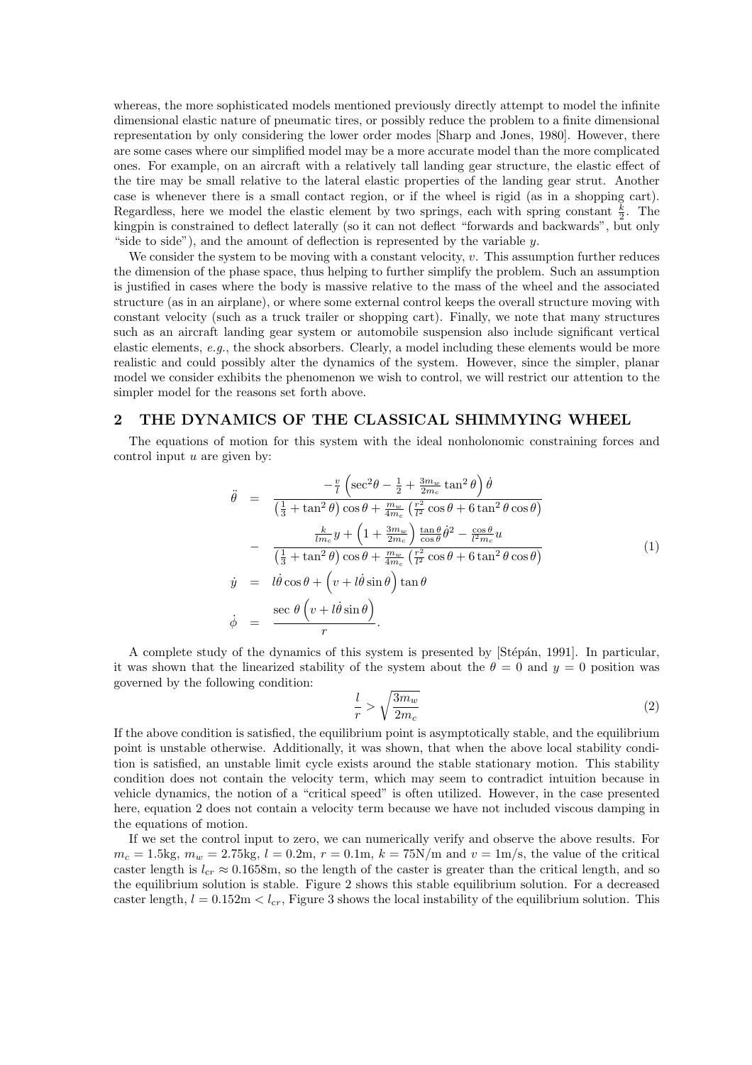whereas, the more sophisticated models mentioned previously directly attempt to model the infinite dimensional elastic nature of pneumatic tires, or possibly reduce the problem to a finite dimensional representation by only considering the lower order modes [Sharp and Jones, 1980]. However, there are some cases where our simplified model may be a more accurate model than the more complicated ones. For example, on an aircraft with a relatively tall landing gear structure, the elastic effect of the tire may be small relative to the lateral elastic properties of the landing gear strut. Another case is whenever there is a small contact region, or if the wheel is rigid (as in a shopping cart). Regardless, here we model the elastic element by two springs, each with spring constant $\frac{k}{2}$. The kingpin is constrained to deflect laterally (so it can not deflect "forwards and backwards", but only "side to side"), and the amount of deflection is represented by the variable $y$.

We consider the system to be moving with a constant velocity, $v$. This assumption further reduces the dimension of the phase space, thus helping to further simplify the problem. Such an assumption is justified in cases where the body is massive relative to the mass of the wheel and the associated structure (as in an airplane), or where some external control keeps the overall structure moving with constant velocity (such as a truck trailer or shopping cart). Finally, we note that many structures such as an aircraft landing gear system or automobile suspension also include significant vertical elastic elements, *e.g.*, the shock absorbers. Clearly, a model including these elements would be more realistic and could possibly alter the dynamics of the system. However, since the simpler, planar model we consider exhibits the phenomenon we wish to control, we will restrict our attention to the simpler model for the reasons set forth above.

## 2 THE DYNAMICS OF THE CLASSICAL SHIMMYING WHEEL

The equations of motion for this system with the ideal nonholonomic constraining forces and control input $u$ are given by:

$$
\begin{aligned}
\ddot{\theta} &= \frac{-\frac{v}{l}\left(\sec^2\theta - \frac{1}{2} + \frac{3m_w}{2m_c}\tan^2\theta\right)\dot{\theta}}{\left(\frac{1}{3}+\tan^2\theta\right)\cos\theta + \frac{m_w}{4m_c}\left(\frac{r^2}{l^2}\cos\theta + 6\tan^2\theta\cos\theta\right)} \\
&\quad - \frac{\frac{k}{lm_c}y + \left(1+\frac{3m_w}{2m_c}\right)\frac{\tan\theta}{\cos\theta}\dot{\theta}^2 - \frac{\cos\theta}{l^2 m_c}u}{\left(\frac{1}{3}+\tan^2\theta\right)\cos\theta + \frac{m_w}{4m_c}\left(\frac{r^2}{l^2}\cos\theta + 6\tan^2\theta\cos\theta\right)} \\
\dot{y} &= l\dot{\theta}\cos\theta + \left(v + l\dot{\theta}\sin\theta\right)\tan\theta \\
\dot{\phi} &= \frac{\sec\theta\left(v + l\dot{\theta}\sin\theta\right)}{r}.
\end{aligned}
\tag{1}
$$

A complete study of the dynamics of this system is presented by [Stépán, 1991]. In particular, it was shown that the linearized stability of the system about the $\theta = 0$ and $y = 0$ position was governed by the following condition:

$$
\frac{l}{r} > \sqrt{\frac{3m_w}{2m_c}}
\tag{2}
$$

If the above condition is satisfied, the equilibrium point is asymptotically stable, and the equilibrium point is unstable otherwise. Additionally, it was shown, that when the above local stability condition is satisfied, an unstable limit cycle exists around the stable stationary motion. This stability condition does not contain the velocity term, which may seem to contradict intuition because in vehicle dynamics, the notion of a "critical speed" is often utilized. However, in the case presented here, equation 2 does not contain a velocity term because we have not included viscous damping in the equations of motion.

If we set the control input to zero, we can numerically verify and observe the above results. For $m_c = 1.5$kg, $m_w = 2.75$kg, $l = 0.2$m, $r = 0.1$m, $k = 75$N/m and $v = 1$m/s, the value of the critical caster length is $l_{cr} \approx 0.1658$m, so the length of the caster is greater than the critical length, and so the equilibrium solution is stable. Figure 2 shows this stable equilibrium solution. For a decreased caster length, $l = 0.152\text{m} < l_{cr}$, Figure 3 shows the local instability of the equilibrium solution. This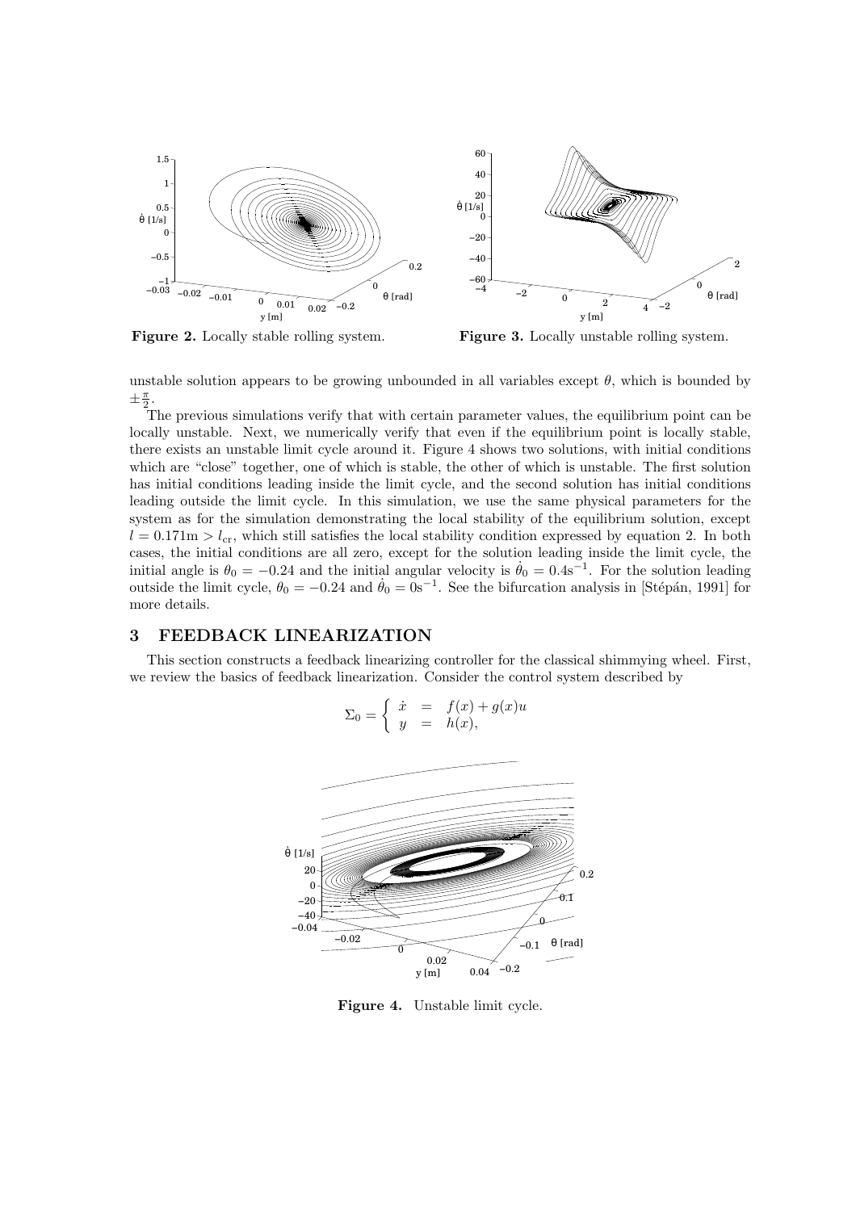**Figure 2.** Locally stable rolling system.

**Figure 3.** Locally unstable rolling system.

unstable solution appears to be growing unbounded in all variables except $\theta$, which is bounded by $\pm\frac{\pi}{2}$.

The previous simulations verify that with certain parameter values, the equilibrium point can be locally unstable. Next, we numerically verify that even if the equilibrium point is locally stable, there exists an unstable limit cycle around it. Figure 4 shows two solutions, with initial conditions which are "close" together, one of which is stable, the other of which is unstable. The first solution has initial conditions leading inside the limit cycle, and the second solution has initial conditions leading outside the limit cycle. In this simulation, we use the same physical parameters for the system as for the simulation demonstrating the local stability of the equilibrium solution, except $l = 0.171\text{m} > l_{\text{cr}}$, which still satisfies the local stability condition expressed by equation 2. In both cases, the initial conditions are all zero, except for the solution leading inside the limit cycle, the initial angle is $\theta_0 = -0.24$ and the initial angular velocity is $\dot{\theta}_0 = 0.4\text{s}^{-1}$. For the solution leading outside the limit cycle, $\theta_0 = -0.24$ and $\dot{\theta}_0 = 0\text{s}^{-1}$. See the bifurcation analysis in [Stépán, 1991] for more details.

## 3 FEEDBACK LINEARIZATION

This section constructs a feedback linearizing controller for the classical shimmying wheel. First, we review the basics of feedback linearization. Consider the control system described by

$$\Sigma_0 = \begin{cases} \dot{x} &= f(x) + g(x)u \\ y &= h(x), \end{cases}$$

**Figure 4.** Unstable limit cycle.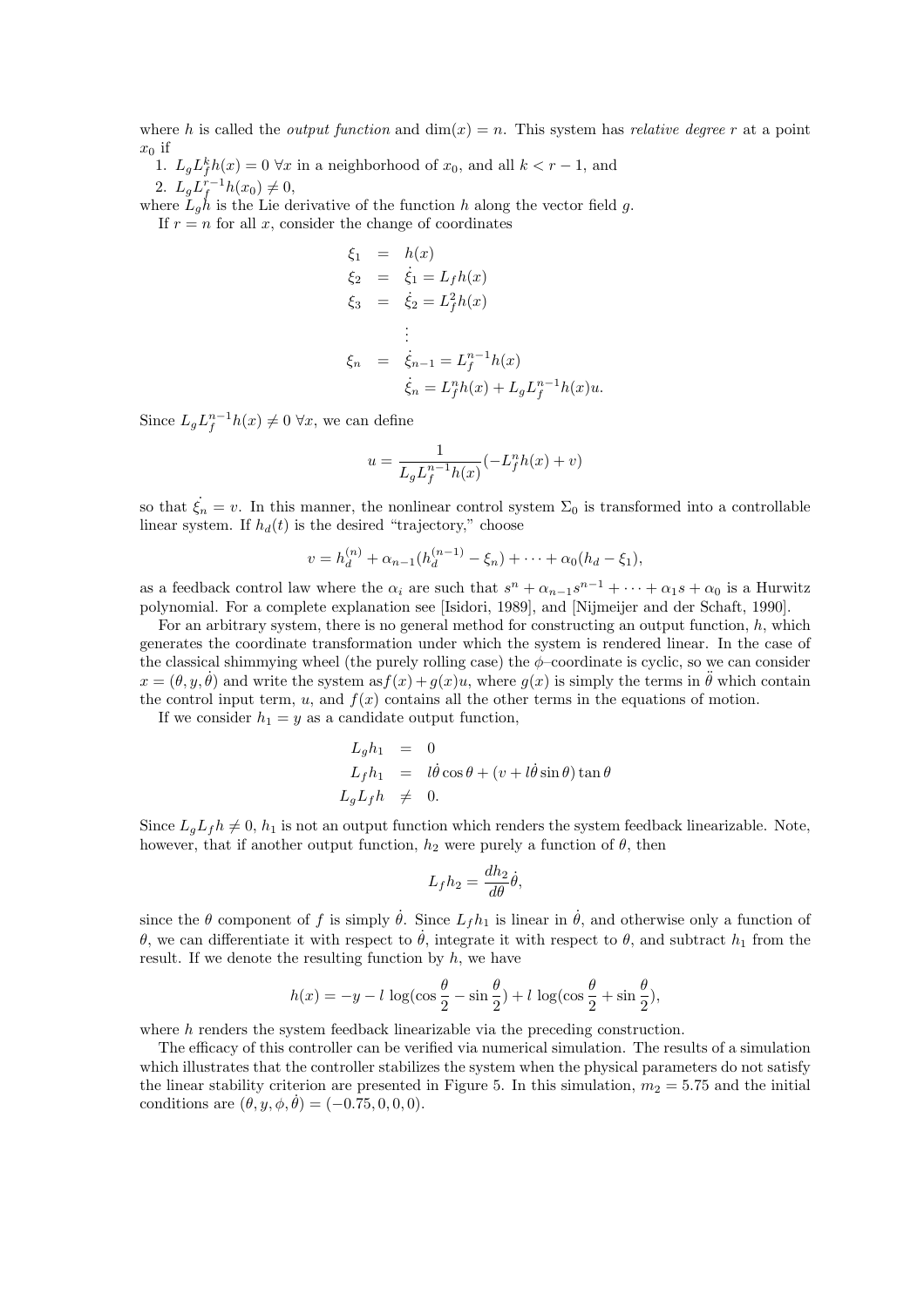where $h$ is called the *output function* and $\dim(x) = n$. This system has *relative degree* $r$ at a point $x_0$ if

1. $L_g L_f^k h(x) = 0 \; \forall x$ in a neighborhood of $x_0$, and all $k < r-1$, and
2. $L_g L_f^{r-1} h(x_0) \neq 0$,

where $L_g h$ is the Lie derivative of the function $h$ along the vector field $g$.

If $r = n$ for all $x$, consider the change of coordinates

$$
\begin{aligned}
\xi_1 &= h(x) \\
\xi_2 &= \dot{\xi}_1 = L_f h(x) \\
\xi_3 &= \dot{\xi}_2 = L_f^2 h(x) \\
&\vdots \\
\xi_n &= \dot{\xi}_{n-1} = L_f^{n-1} h(x) \\
&\phantom{=}\ \dot{\xi}_n = L_f^n h(x) + L_g L_f^{n-1} h(x) u.
\end{aligned}
$$

Since $L_g L_f^{n-1} h(x) \neq 0 \; \forall x$, we can define

$$
u = \frac{1}{L_g L_f^{n-1} h(x)} (-L_f^n h(x) + v)
$$

so that $\dot{\xi_n} = v$. In this manner, the nonlinear control system $\Sigma_0$ is transformed into a controllable linear system. If $h_d(t)$ is the desired "trajectory," choose

$$
v = h_d^{(n)} + \alpha_{n-1}(h_d^{(n-1)} - \xi_n) + \cdots + \alpha_0(h_d - \xi_1),
$$

as a feedback control law where the $\alpha_i$ are such that $s^n + \alpha_{n-1}s^{n-1} + \cdots + \alpha_1 s + \alpha_0$ is a Hurwitz polynomial. For a complete explanation see [Isidori, 1989], and [Nijmeijer and der Schaft, 1990].

For an arbitrary system, there is no general method for constructing an output function, $h$, which generates the coordinate transformation under which the system is rendered linear. In the case of the classical shimmying wheel (the purely rolling case) the $\phi$–coordinate is cyclic, so we can consider $x = (\theta, y, \dot{\theta})$ and write the system as$f(x) + g(x)u$, where $g(x)$ is simply the terms in $\ddot{\theta}$ which contain the control input term, $u$, and $f(x)$ contains all the other terms in the equations of motion.

If we consider $h_1 = y$ as a candidate output function,

$$
\begin{aligned}
L_g h_1 &= 0 \\
L_f h_1 &= l\dot{\theta}\cos\theta + (v + l\dot{\theta}\sin\theta)\tan\theta \\
L_g L_f h &\neq 0.
\end{aligned}
$$

Since $L_g L_f h \neq 0$, $h_1$ is not an output function which renders the system feedback linearizable. Note, however, that if another output function, $h_2$ were purely a function of $\theta$, then

$$
L_f h_2 = \frac{dh_2}{d\theta}\dot{\theta},
$$

since the $\theta$ component of $f$ is simply $\dot{\theta}$. Since $L_f h_1$ is linear in $\dot{\theta}$, and otherwise only a function of $\theta$, we can differentiate it with respect to $\dot{\theta}$, integrate it with respect to $\theta$, and subtract $h_1$ from the result. If we denote the resulting function by $h$, we have

$$
h(x) = -y - l\,\log(\cos\frac{\theta}{2} - \sin\frac{\theta}{2}) + l\,\log(\cos\frac{\theta}{2} + \sin\frac{\theta}{2}),
$$

where $h$ renders the system feedback linearizable via the preceding construction.

The efficacy of this controller can be verified via numerical simulation. The results of a simulation which illustrates that the controller stabilizes the system when the physical parameters do not satisfy the linear stability criterion are presented in Figure 5. In this simulation, $m_2 = 5.75$ and the initial conditions are $(\theta, y, \phi, \dot{\theta}) = (-0.75, 0, 0, 0)$.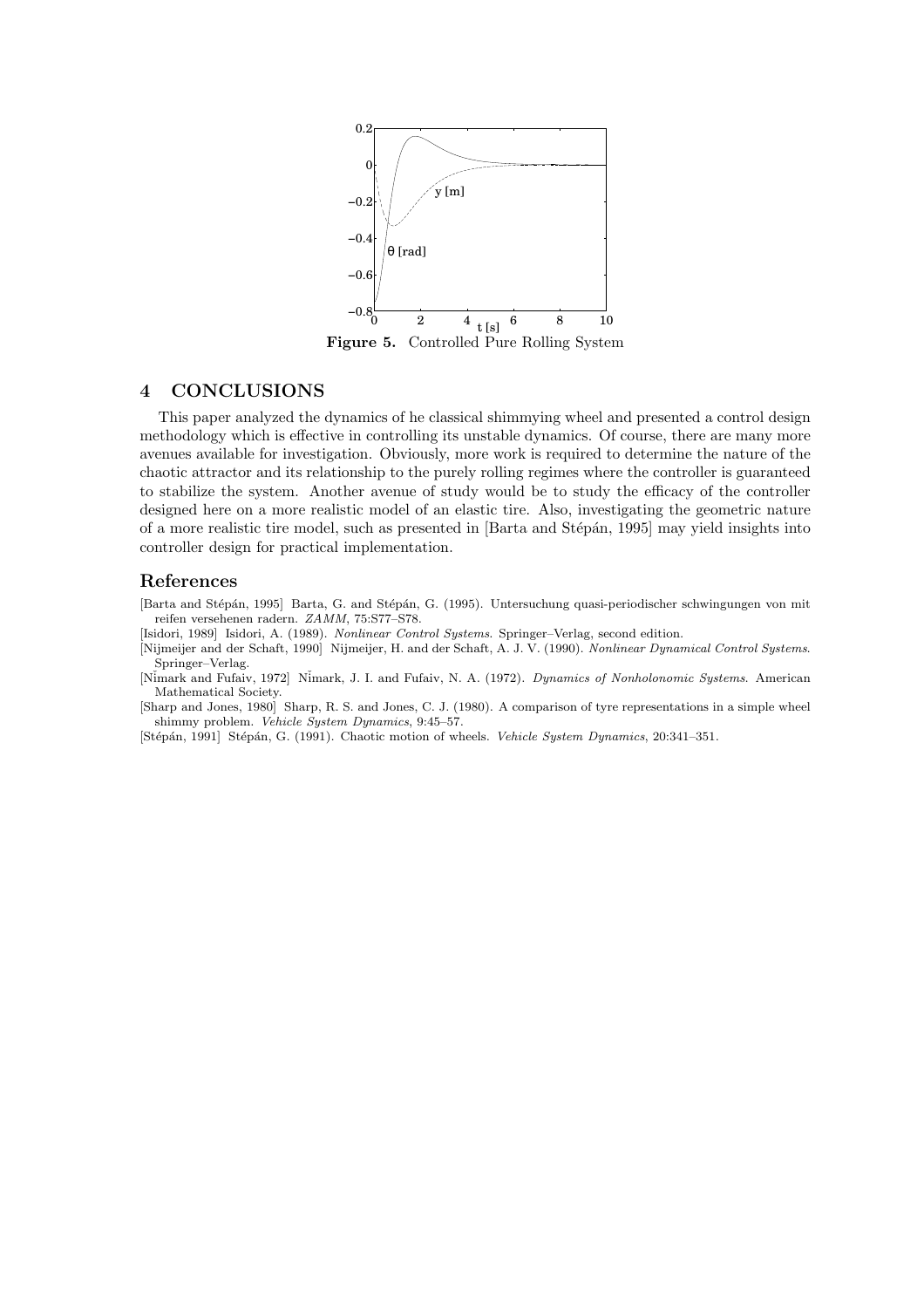0.2
0
−0.2
−0.4
−0.6
−0.8
0 2 4 6 8 10
t [s]
y [m]
θ [rad]

**Figure 5.** Controlled Pure Rolling System

## 4 CONCLUSIONS

This paper analyzed the dynamics of he classical shimmying wheel and presented a control design methodology which is effective in controlling its unstable dynamics. Of course, there are many more avenues available for investigation. Obviously, more work is required to determine the nature of the chaotic attractor and its relationship to the purely rolling regimes where the controller is guaranteed to stabilize the system. Another avenue of study would be to study the efficacy of the controller designed here on a more realistic model of an elastic tire. Also, investigating the geometric nature of a more realistic tire model, such as presented in [Barta and Stépán, 1995] may yield insights into controller design for practical implementation.

## References

[Barta and Stépán, 1995] Barta, G. and Stépán, G. (1995). Untersuchung quasi-periodischer schwingungen von mit reifen versehenen radern. *ZAMM*, 75:S77–S78.

[Isidori, 1989] Isidori, A. (1989). *Nonlinear Control Systems*. Springer–Verlag, second edition.

[Nijmeijer and der Schaft, 1990] Nijmeijer, H. and der Schaft, A. J. V. (1990). *Nonlinear Dynamical Control Systems*. Springer–Verlag.

[Ni̇mark and Fufaiv, 1972] Ni̇mark, J. I. and Fufaiv, N. A. (1972). *Dynamics of Nonholonomic Systems*. American Mathematical Society.

[Sharp and Jones, 1980] Sharp, R. S. and Jones, C. J. (1980). A comparison of tyre representations in a simple wheel shimmy problem. *Vehicle System Dynamics*, 9:45–57.

[Stépán, 1991] Stépán, G. (1991). Chaotic motion of wheels. *Vehicle System Dynamics*, 20:341–351.